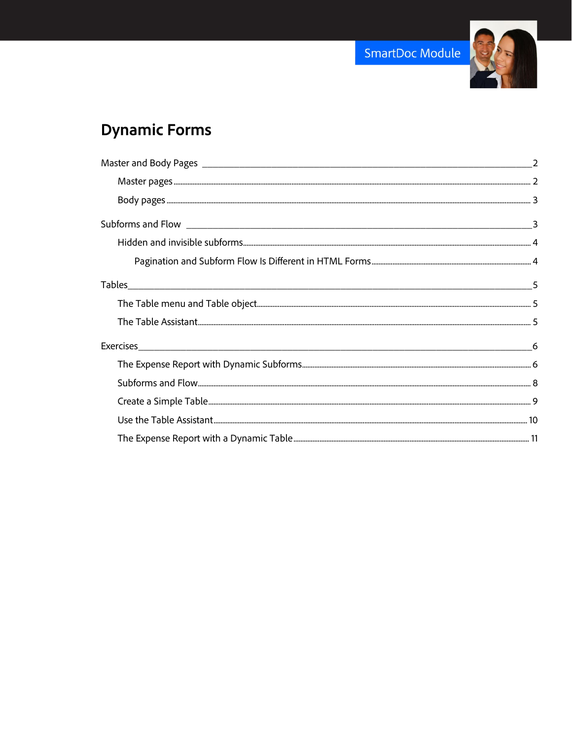SmartDoc Module

# Dynamic Forms

Master and Body Pages ........ 2

- Master pages ........ 2
- Body pages ........ 3

Subforms and Flow ........ 3

- Hidden and invisible subforms ........ 4
  - Pagination and Subform Flow Is Different in HTML Forms ........ 4

Tables ........ 5

- The Table menu and Table object ........ 5
- The Table Assistant ........ 5

Exercises ........ 6

- The Expense Report with Dynamic Subforms ........ 6
- Subforms and Flow ........ 8
- Create a Simple Table ........ 9
- Use the Table Assistant ........ 10
- The Expense Report with a Dynamic Table ........ 11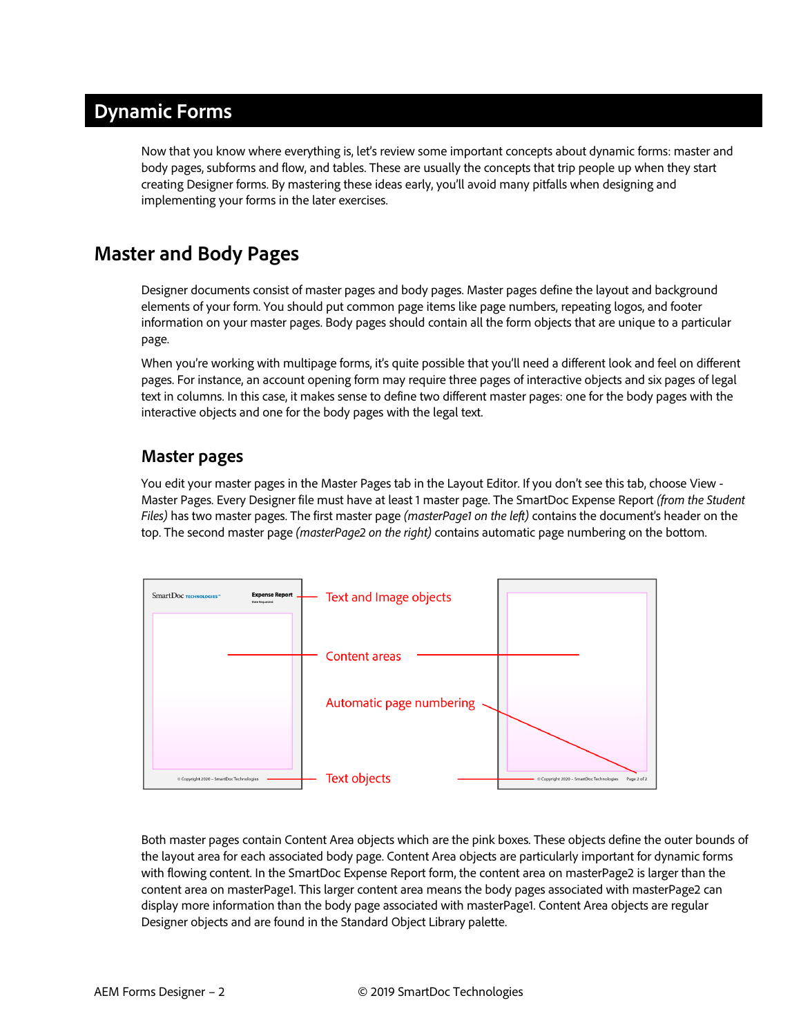# Dynamic Forms

Now that you know where everything is, let's review some important concepts about dynamic forms: master and body pages, subforms and flow, and tables. These are usually the concepts that trip people up when they start creating Designer forms. By mastering these ideas early, you'll avoid many pitfalls when designing and implementing your forms in the later exercises.

## Master and Body Pages

Designer documents consist of master pages and body pages. Master pages define the layout and background elements of your form. You should put common page items like page numbers, repeating logos, and footer information on your master pages. Body pages should contain all the form objects that are unique to a particular page.

When you're working with multipage forms, it's quite possible that you'll need a different look and feel on different pages. For instance, an account opening form may require three pages of interactive objects and six pages of legal text in columns. In this case, it makes sense to define two different master pages: one for the body pages with the interactive objects and one for the body pages with the legal text.

### Master pages

You edit your master pages in the Master Pages tab in the Layout Editor. If you don't see this tab, choose View - Master Pages. Every Designer file must have at least 1 master page. The SmartDoc Expense Report *(from the Student Files)* has two master pages. The first master page *(masterPage1 on the left)* contains the document's header on the top. The second master page *(masterPage2 on the right)* contains automatic page numbering on the bottom.

Text and Image objects

Content areas

Automatic page numbering

Text objects

Both master pages contain Content Area objects which are the pink boxes. These objects define the outer bounds of the layout area for each associated body page. Content Area objects are particularly important for dynamic forms with flowing content. In the SmartDoc Expense Report form, the content area on masterPage2 is larger than the content area on masterPage1. This larger content area means the body pages associated with masterPage2 can display more information than the body page associated with masterPage1. Content Area objects are regular Designer objects and are found in the Standard Object Library palette.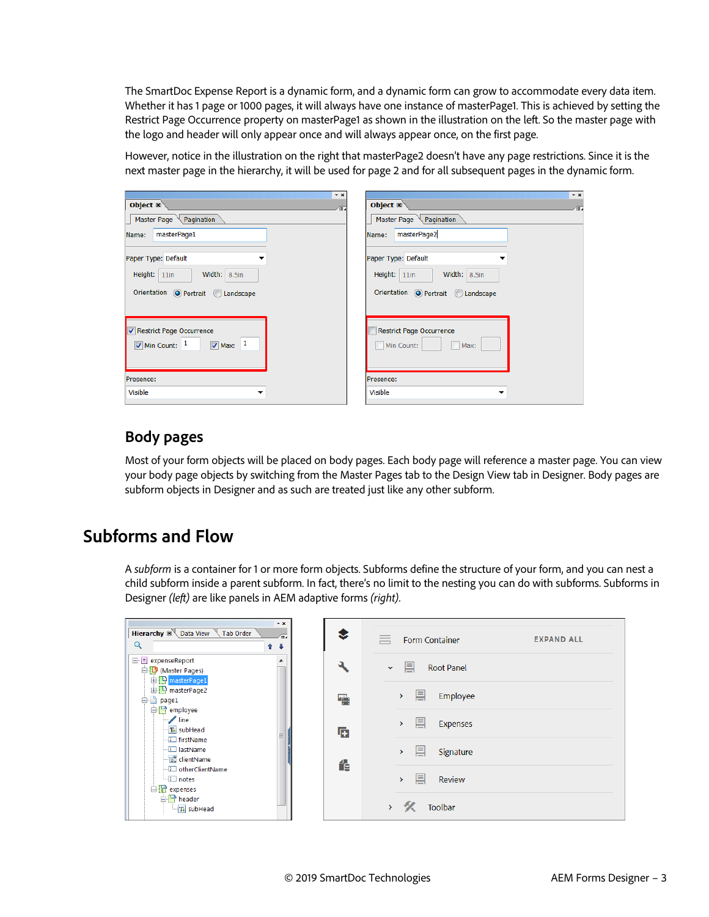The SmartDoc Expense Report is a dynamic form, and a dynamic form can grow to accommodate every data item. Whether it has 1 page or 1000 pages, it will always have one instance of masterPage1. This is achieved by setting the Restrict Page Occurrence property on masterPage1 as shown in the illustration on the left. So the master page with the logo and header will only appear once and will always appear once, on the first page.

However, notice in the illustration on the right that masterPage2 doesn't have any page restrictions. Since it is the next master page in the hierarchy, it will be used for page 2 and for all subsequent pages in the dynamic form.

## Body pages

Most of your form objects will be placed on body pages. Each body page will reference a master page. You can view your body page objects by switching from the Master Pages tab to the Design View tab in Designer. Body pages are subform objects in Designer and as such are treated just like any other subform.

# Subforms and Flow

A *subform* is a container for 1 or more form objects. Subforms define the structure of your form, and you can nest a child subform inside a parent subform. In fact, there's no limit to the nesting you can do with subforms. Subforms in Designer *(left)* are like panels in AEM adaptive forms *(right)*.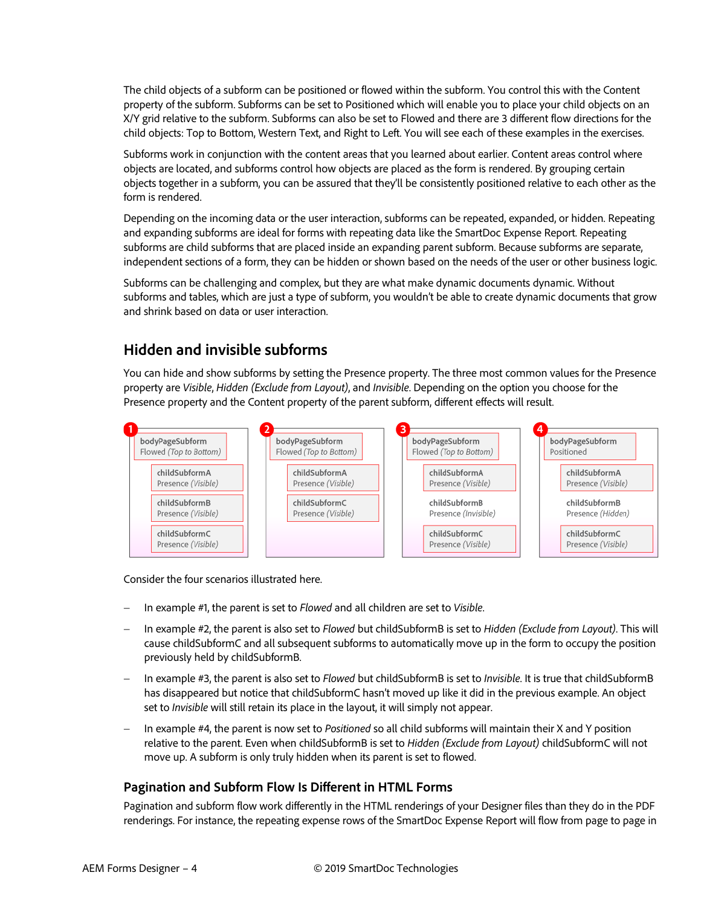The child objects of a subform can be positioned or flowed within the subform. You control this with the Content property of the subform. Subforms can be set to Positioned which will enable you to place your child objects on an X/Y grid relative to the subform. Subforms can also be set to Flowed and there are 3 different flow directions for the child objects: Top to Bottom, Western Text, and Right to Left. You will see each of these examples in the exercises.

Subforms work in conjunction with the content areas that you learned about earlier. Content areas control where objects are located, and subforms control how objects are placed as the form is rendered. By grouping certain objects together in a subform, you can be assured that they'll be consistently positioned relative to each other as the form is rendered.

Depending on the incoming data or the user interaction, subforms can be repeated, expanded, or hidden. Repeating and expanding subforms are ideal for forms with repeating data like the SmartDoc Expense Report. Repeating subforms are child subforms that are placed inside an expanding parent subform. Because subforms are separate, independent sections of a form, they can be hidden or shown based on the needs of the user or other business logic.

Subforms can be challenging and complex, but they are what make dynamic documents dynamic. Without subforms and tables, which are just a type of subform, you wouldn't be able to create dynamic documents that grow and shrink based on data or user interaction.

## Hidden and invisible subforms

You can hide and show subforms by setting the Presence property. The three most common values for the Presence property are *Visible*, *Hidden (Exclude from Layout)*, and *Invisible*. Depending on the option you choose for the Presence property and the Content property of the parent subform, different effects will result.

| 1 | 2 | 3 | 4 |
|---|---|---|---|
| bodyPageSubform<br>Flowed *(Top to Bottom)* | bodyPageSubform<br>Flowed *(Top to Bottom)* | bodyPageSubform<br>Flowed *(Top to Bottom)* | bodyPageSubform<br>Positioned |
| childSubformA<br>Presence *(Visible)* | childSubformA<br>Presence *(Visible)* | childSubformA<br>Presence *(Visible)* | childSubformA<br>Presence *(Visible)* |
| childSubformB<br>Presence *(Visible)* | childSubformC<br>Presence *(Visible)* | childSubformB<br>Presence *(Invisible)* | childSubformB<br>Presence *(Hidden)* |
| childSubformC<br>Presence *(Visible)* | | childSubformC<br>Presence *(Visible)* | childSubformC<br>Presence *(Visible)* |

Consider the four scenarios illustrated here.

- In example #1, the parent is set to *Flowed* and all children are set to *Visible*.
- In example #2, the parent is also set to *Flowed* but childSubformB is set to *Hidden (Exclude from Layout)*. This will cause childSubformC and all subsequent subforms to automatically move up in the form to occupy the position previously held by childSubformB.
- In example #3, the parent is also set to *Flowed* but childSubformB is set to *Invisible*. It is true that childSubformB has disappeared but notice that childSubformC hasn't moved up like it did in the previous example. An object set to *Invisible* will still retain its place in the layout, it will simply not appear.
- In example #4, the parent is now set to *Positioned* so all child subforms will maintain their X and Y position relative to the parent. Even when childSubformB is set to *Hidden (Exclude from Layout)* childSubformC will not move up. A subform is only truly hidden when its parent is set to flowed.

### Pagination and Subform Flow Is Different in HTML Forms

Pagination and subform flow work differently in the HTML renderings of your Designer files than they do in the PDF renderings. For instance, the repeating expense rows of the SmartDoc Expense Report will flow from page to page in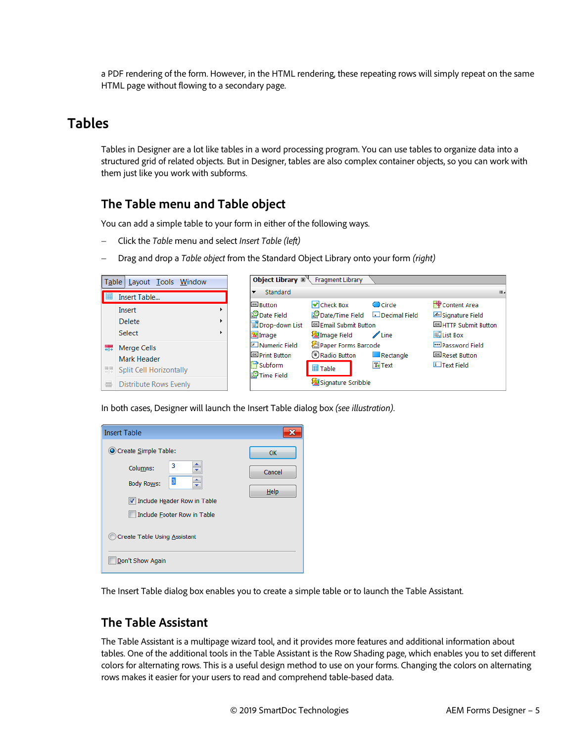a PDF rendering of the form. However, in the HTML rendering, these repeating rows will simply repeat on the same HTML page without flowing to a secondary page.

# Tables

Tables in Designer are a lot like tables in a word processing program. You can use tables to organize data into a structured grid of related objects. But in Designer, tables are also complex container objects, so you can work with them just like you work with subforms.

## The Table menu and Table object

You can add a simple table to your form in either of the following ways.

– Click the *Table* menu and select *Insert Table (left)*

– Drag and drop a *Table object* from the Standard Object Library onto your form *(right)*

In both cases, Designer will launch the Insert Table dialog box *(see illustration)*.

The Insert Table dialog box enables you to create a simple table or to launch the Table Assistant.

## The Table Assistant

The Table Assistant is a multipage wizard tool, and it provides more features and additional information about tables. One of the additional tools in the Table Assistant is the Row Shading page, which enables you to set different colors for alternating rows. This is a useful design method to use on your forms. Changing the colors on alternating rows makes it easier for your users to read and comprehend table-based data.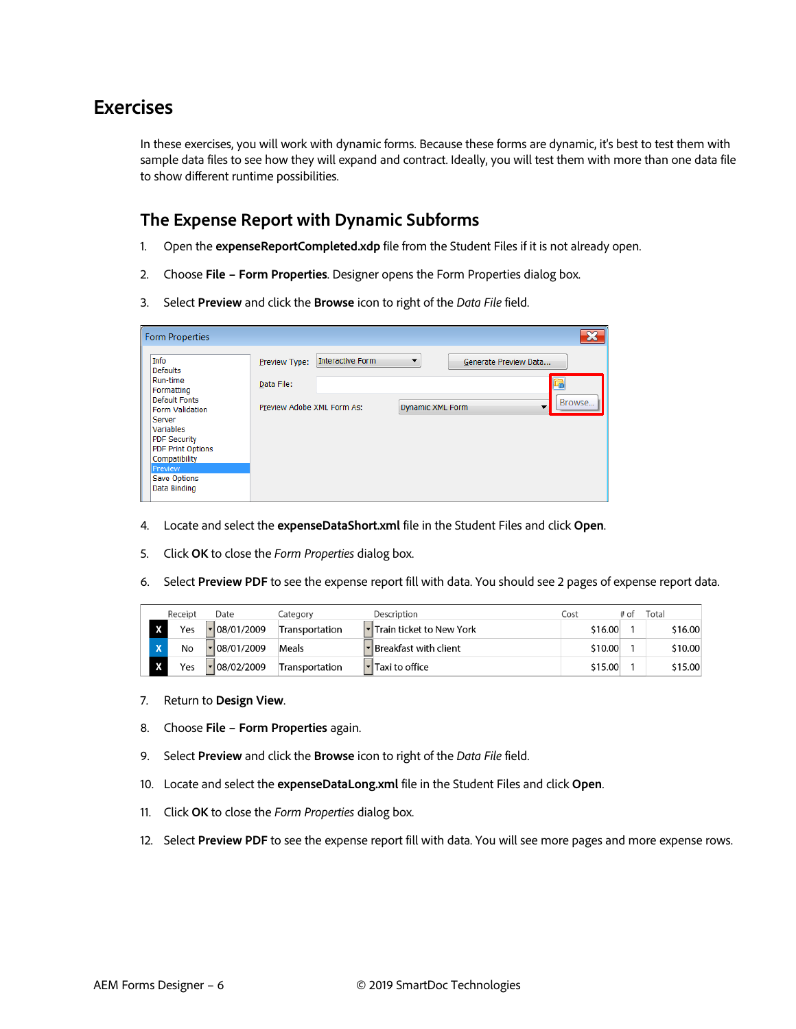# Exercises

In these exercises, you will work with dynamic forms. Because these forms are dynamic, it's best to test them with sample data files to see how they will expand and contract. Ideally, you will test them with more than one data file to show different runtime possibilities.

## The Expense Report with Dynamic Subforms

1. Open the **expenseReportCompleted.xdp** file from the Student Files if it is not already open.
2. Choose **File – Form Properties**. Designer opens the Form Properties dialog box.
3. Select **Preview** and click the **Browse** icon to right of the *Data File* field.
4. Locate and select the **expenseDataShort.xml** file in the Student Files and click **Open**.
5. Click **OK** to close the *Form Properties* dialog box.
6. Select **Preview PDF** to see the expense report fill with data. You should see 2 pages of expense report data.
7. Return to **Design View**.
8. Choose **File – Form Properties** again.
9. Select **Preview** and click the **Browse** icon to right of the *Data File* field.
10. Locate and select the **expenseDataLong.xml** file in the Student Files and click **Open**.
11. Click **OK** to close the *Form Properties* dialog box.
12. Select **Preview PDF** to see the expense report fill with data. You will see more pages and more expense rows.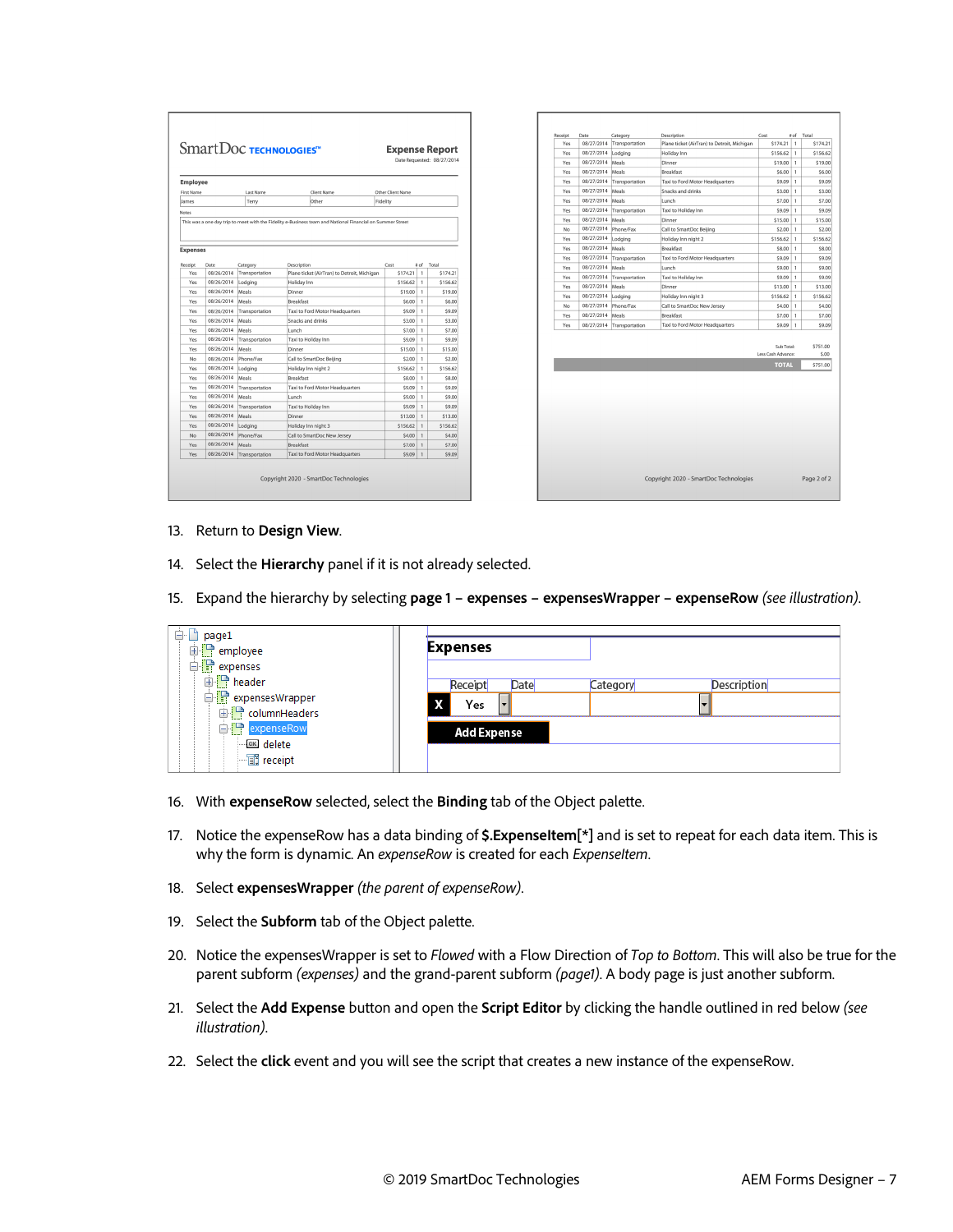13. Return to **Design View**.

14. Select the **Hierarchy** panel if it is not already selected.

15. Expand the hierarchy by selecting **page 1 – expenses – expensesWrapper – expenseRow** *(see illustration)*.

16. With **expenseRow** selected, select the **Binding** tab of the Object palette.

17. Notice the expenseRow has a data binding of **$.ExpenseItem[*]** and is set to repeat for each data item. This is why the form is dynamic. An *expenseRow* is created for each *ExpenseItem*.

18. Select **expensesWrapper** *(the parent of expenseRow)*.

19. Select the **Subform** tab of the Object palette.

20. Notice the expensesWrapper is set to *Flowed* with a Flow Direction of *Top to Bottom*. This will also be true for the parent subform *(expenses)* and the grand-parent subform *(page1)*. A body page is just another subform.

21. Select the **Add Expense** button and open the **Script Editor** by clicking the handle outlined in red below *(see illustration)*.

22. Select the **click** event and you will see the script that creates a new instance of the expenseRow.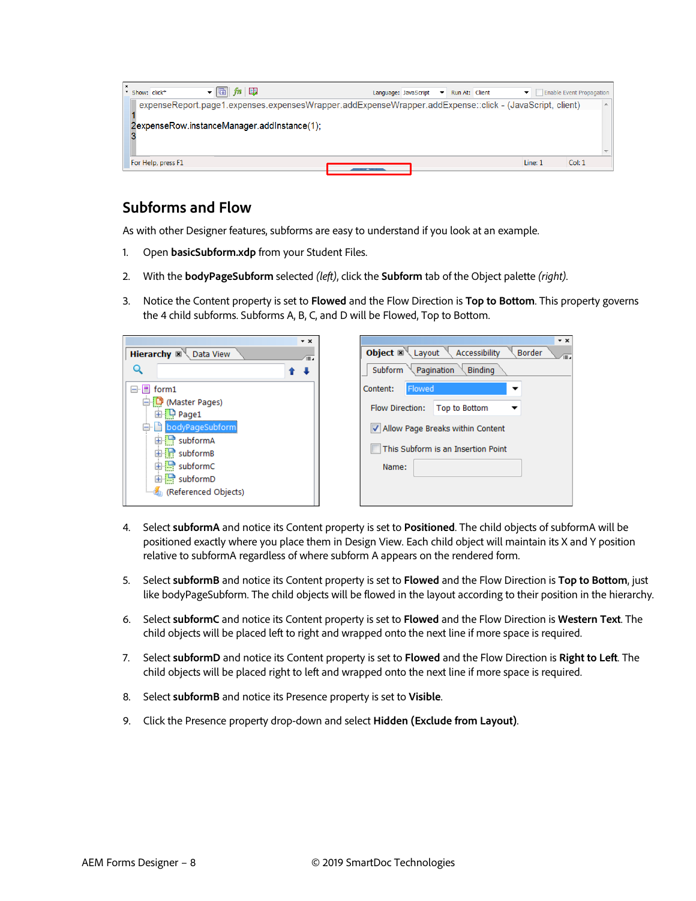## Subforms and Flow

As with other Designer features, subforms are easy to understand if you look at an example.

1. Open **basicSubform.xdp** from your Student Files.
2. With the **bodyPageSubform** selected *(left)*, click the **Subform** tab of the Object palette *(right)*.
3. Notice the Content property is set to **Flowed** and the Flow Direction is **Top to Bottom**. This property governs the 4 child subforms. Subforms A, B, C, and D will be Flowed, Top to Bottom.
4. Select **subformA** and notice its Content property is set to **Positioned**. The child objects of subformA will be positioned exactly where you place them in Design View. Each child object will maintain its X and Y position relative to subformA regardless of where subform A appears on the rendered form.
5. Select **subformB** and notice its Content property is set to **Flowed** and the Flow Direction is **Top to Bottom**, just like bodyPageSubform. The child objects will be flowed in the layout according to their position in the hierarchy.
6. Select **subformC** and notice its Content property is set to **Flowed** and the Flow Direction is **Western Text**. The child objects will be placed left to right and wrapped onto the next line if more space is required.
7. Select **subformD** and notice its Content property is set to **Flowed** and the Flow Direction is **Right to Left**. The child objects will be placed right to left and wrapped onto the next line if more space is required.
8. Select **subformB** and notice its Presence property is set to **Visible**.
9. Click the Presence property drop-down and select **Hidden (Exclude from Layout)**.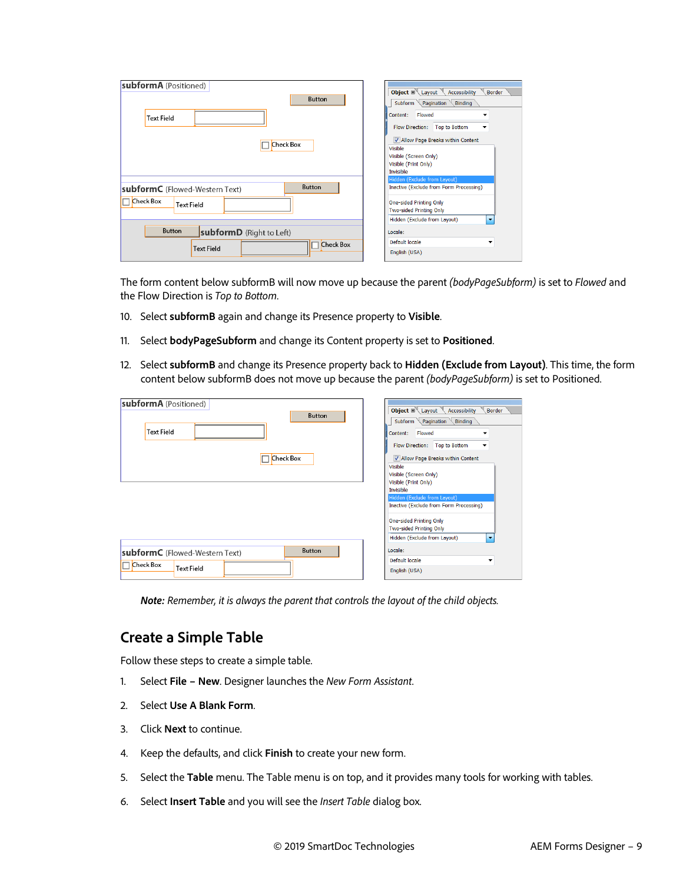The form content below subformB will now move up because the parent *(bodyPageSubform)* is set to *Flowed* and the Flow Direction is *Top to Bottom*.

10. Select **subformB** again and change its Presence property to **Visible**.

11. Select **bodyPageSubform** and change its Content property is set to **Positioned**.

12. Select **subformB** and change its Presence property back to **Hidden (Exclude from Layout)**. This time, the form content below subformB does not move up because the parent *(bodyPageSubform)* is set to Positioned.

***Note:*** *Remember, it is always the parent that controls the layout of the child objects.*

## Create a Simple Table

Follow these steps to create a simple table.

1. Select **File – New**. Designer launches the *New Form Assistant*.

2. Select **Use A Blank Form**.

3. Click **Next** to continue.

4. Keep the defaults, and click **Finish** to create your new form.

5. Select the **Table** menu. The Table menu is on top, and it provides many tools for working with tables.

6. Select **Insert Table** and you will see the *Insert Table* dialog box.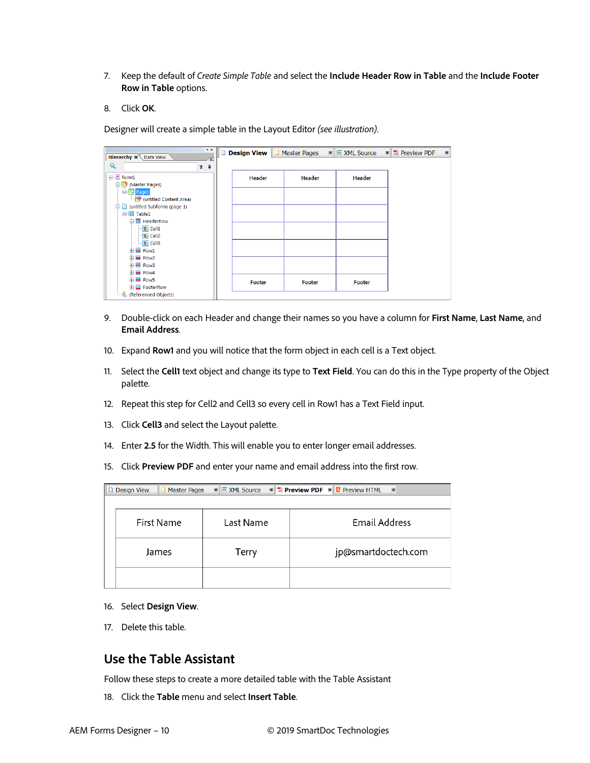7. Keep the default of *Create Simple Table* and select the **Include Header Row in Table** and the **Include Footer Row in Table** options.

8. Click **OK**.

Designer will create a simple table in the Layout Editor *(see illustration)*.

9. Double-click on each Header and change their names so you have a column for **First Name**, **Last Name**, and **Email Address**.

10. Expand **Row1** and you will notice that the form object in each cell is a Text object.

11. Select the **Cell1** text object and change its type to **Text Field**. You can do this in the Type property of the Object palette.

12. Repeat this step for Cell2 and Cell3 so every cell in Row1 has a Text Field input.

13. Click **Cell3** and select the Layout palette.

14. Enter **2.5** for the Width. This will enable you to enter longer email addresses.

15. Click **Preview PDF** and enter your name and email address into the first row.

16. Select **Design View**.

17. Delete this table.

## Use the Table Assistant

Follow these steps to create a more detailed table with the Table Assistant

18. Click the **Table** menu and select **Insert Table**.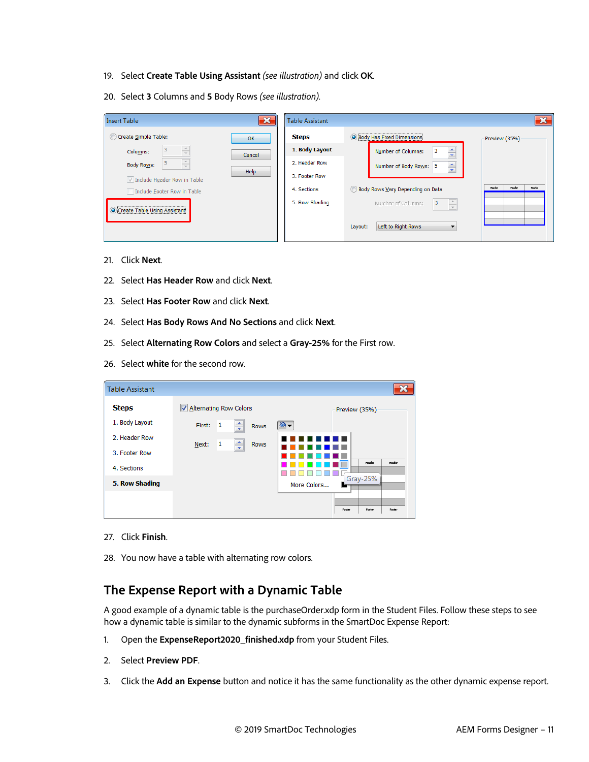19. Select **Create Table Using Assistant** *(see illustration)* and click **OK**.
20. Select **3** Columns and **5** Body Rows *(see illustration).*

21. Click **Next**.
22. Select **Has Header Row** and click **Next**.
23. Select **Has Footer Row** and click **Next**.
24. Select **Has Body Rows And No Sections** and click **Next**.
25. Select **Alternating Row Colors** and select a **Gray-25%** for the First row.
26. Select **white** for the second row.

27. Click **Finish**.
28. You now have a table with alternating row colors.

## The Expense Report with a Dynamic Table

A good example of a dynamic table is the purchaseOrder.xdp form in the Student Files. Follow these steps to see how a dynamic table is similar to the dynamic subforms in the SmartDoc Expense Report:

1. Open the **ExpenseReport2020_finished.xdp** from your Student Files.
2. Select **Preview PDF**.
3. Click the **Add an Expense** button and notice it has the same functionality as the other dynamic expense report.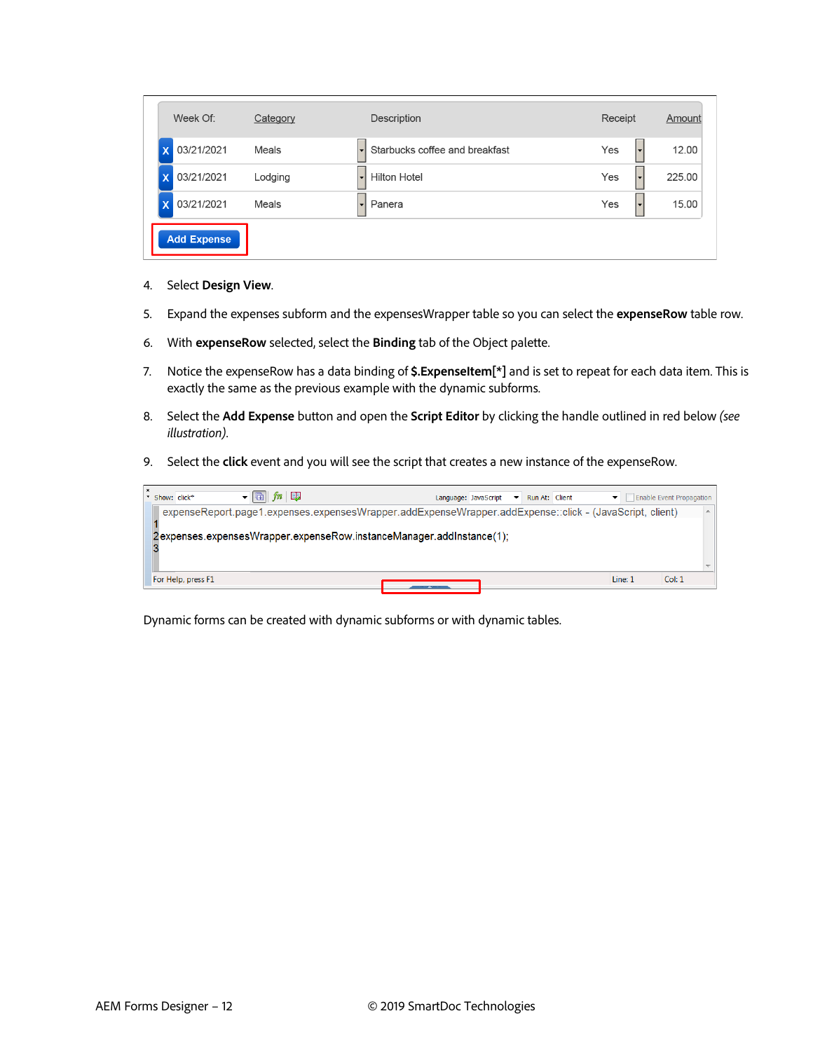| | Week Of: | Category | | Description | Receipt | | Amount |
|---|---|---|---|---|---|---|---|
| X | 03/21/2021 | Meals | | Starbucks coffee and breakfast | Yes | | 12.00 |
| X | 03/21/2021 | Lodging | | Hilton Hotel | Yes | | 225.00 |
| X | 03/21/2021 | Meals | | Panera | Yes | | 15.00 |

Add Expense

4. Select **Design View**.
5. Expand the expenses subform and the expensesWrapper table so you can select the **expenseRow** table row.
6. With **expenseRow** selected, select the **Binding** tab of the Object palette.
7. Notice the expenseRow has a data binding of **$.ExpenseItem[*]** and is set to repeat for each data item. This is exactly the same as the previous example with the dynamic subforms.
8. Select the **Add Expense** button and open the **Script Editor** by clicking the handle outlined in red below *(see illustration)*.
9. Select the **click** event and you will see the script that creates a new instance of the expenseRow.

Show: click* | Language: JavaScript | Run At: Client | Enable Event Propagation

```
expenseReport.page1.expenses.expensesWrapper.addExpenseWrapper.addExpense::click - (JavaScript, client)
1
2 expenses.expensesWrapper.expenseRow.instanceManager.addInstance(1);
3
```

For Help, press F1 | Line: 1 | Col: 1

Dynamic forms can be created with dynamic subforms or with dynamic tables.